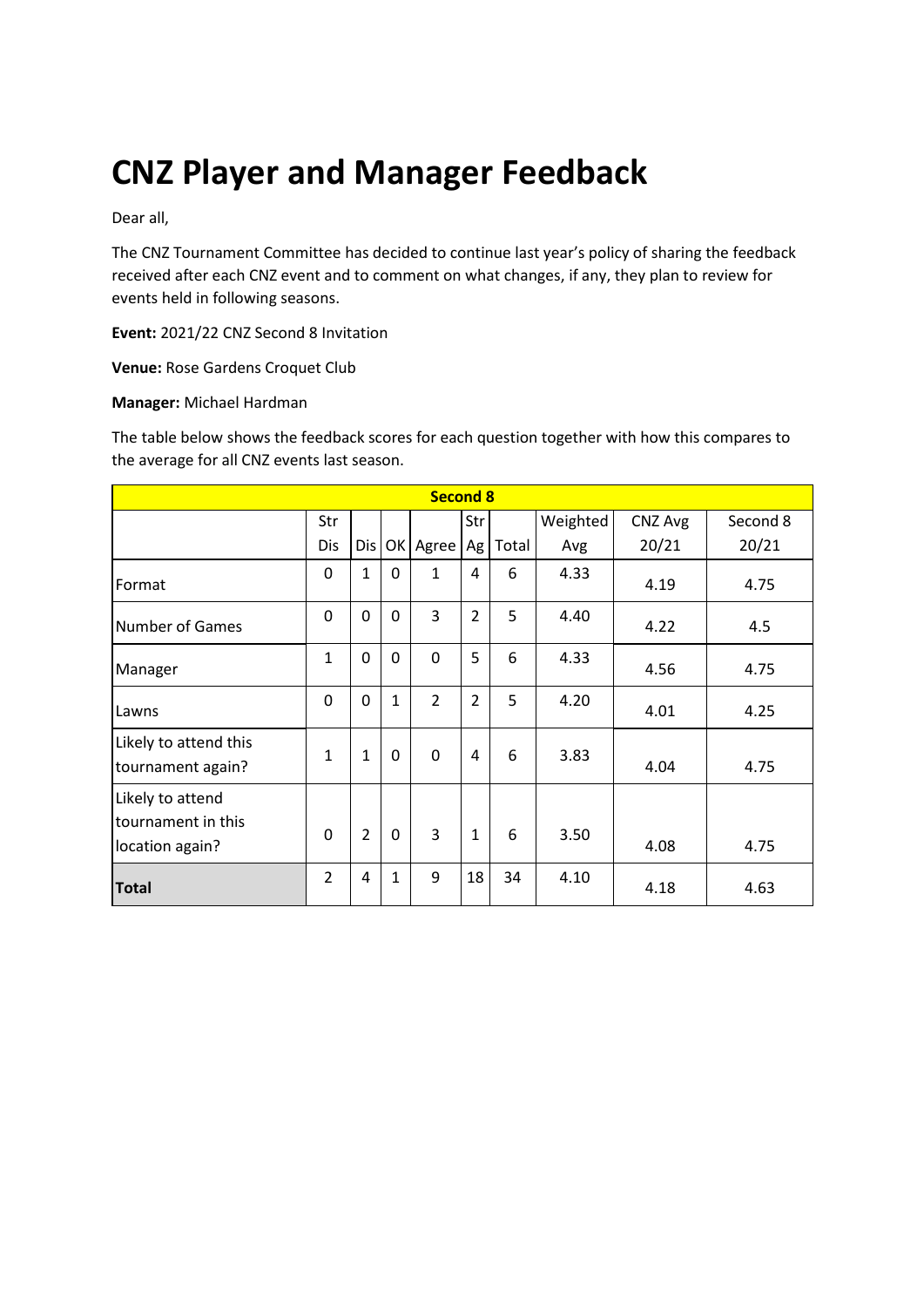# CNZ Player and Manager Feedback

Dear all,

The CNZ Tournament Committee has decided to continue last year's policy of sharing the feedback received after each CNZ event and to comment on what changes, if any, they plan to review for events held in following seasons.

**Event:** 2021/22 CNZ Second 8 Invitation

**Venue:** Rose Gardens Croquet Club

**Manager:** Michael Hardman

The table below shows the feedback scores for each question together with how this compares to the average for all CNZ events last season.

| Second 8 | | | | | | | | | |
|---|---|---|---|---|---|---|---|---|---|
| | Str Dis | Dis | OK | Agree | Str Ag | Total | Weighted Avg | CNZ Avg 20/21 | Second 8 20/21 |
| Format | 0 | 1 | 0 | 1 | 4 | 6 | 4.33 | 4.19 | 4.75 |
| Number of Games | 0 | 0 | 0 | 3 | 2 | 5 | 4.40 | 4.22 | 4.5 |
| Manager | 1 | 0 | 0 | 0 | 5 | 6 | 4.33 | 4.56 | 4.75 |
| Lawns | 0 | 0 | 1 | 2 | 2 | 5 | 4.20 | 4.01 | 4.25 |
| Likely to attend this tournament again? | 1 | 1 | 0 | 0 | 4 | 6 | 3.83 | 4.04 | 4.75 |
| Likely to attend tournament in this location again? | 0 | 2 | 0 | 3 | 1 | 6 | 3.50 | 4.08 | 4.75 |
| **Total** | 2 | 4 | 1 | 9 | 18 | 34 | 4.10 | 4.18 | 4.63 |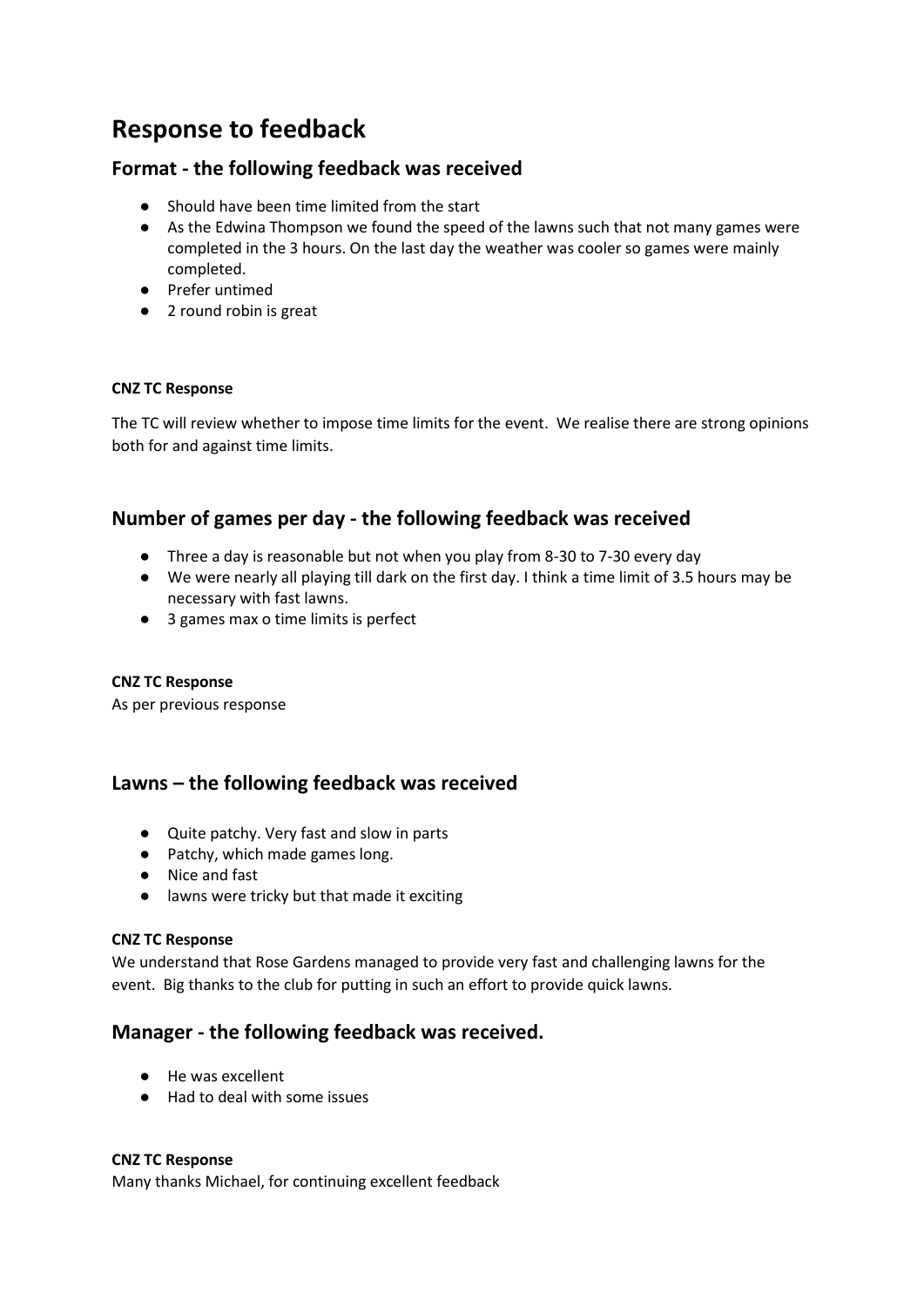# Response to feedback

## Format - the following feedback was received

- Should have been time limited from the start
- As the Edwina Thompson we found the speed of the lawns such that not many games were completed in the 3 hours. On the last day the weather was cooler so games were mainly completed.
- Prefer untimed
- 2 round robin is great

**CNZ TC Response**

The TC will review whether to impose time limits for the event. We realise there are strong opinions both for and against time limits.

## Number of games per day - the following feedback was received

- Three a day is reasonable but not when you play from 8-30 to 7-30 every day
- We were nearly all playing till dark on the first day. I think a time limit of 3.5 hours may be necessary with fast lawns.
- 3 games max o time limits is perfect

**CNZ TC Response**

As per previous response

## Lawns – the following feedback was received

- Quite patchy. Very fast and slow in parts
- Patchy, which made games long.
- Nice and fast
- lawns were tricky but that made it exciting

**CNZ TC Response**

We understand that Rose Gardens managed to provide very fast and challenging lawns for the event. Big thanks to the club for putting in such an effort to provide quick lawns.

## Manager - the following feedback was received.

- He was excellent
- Had to deal with some issues

**CNZ TC Response**

Many thanks Michael, for continuing excellent feedback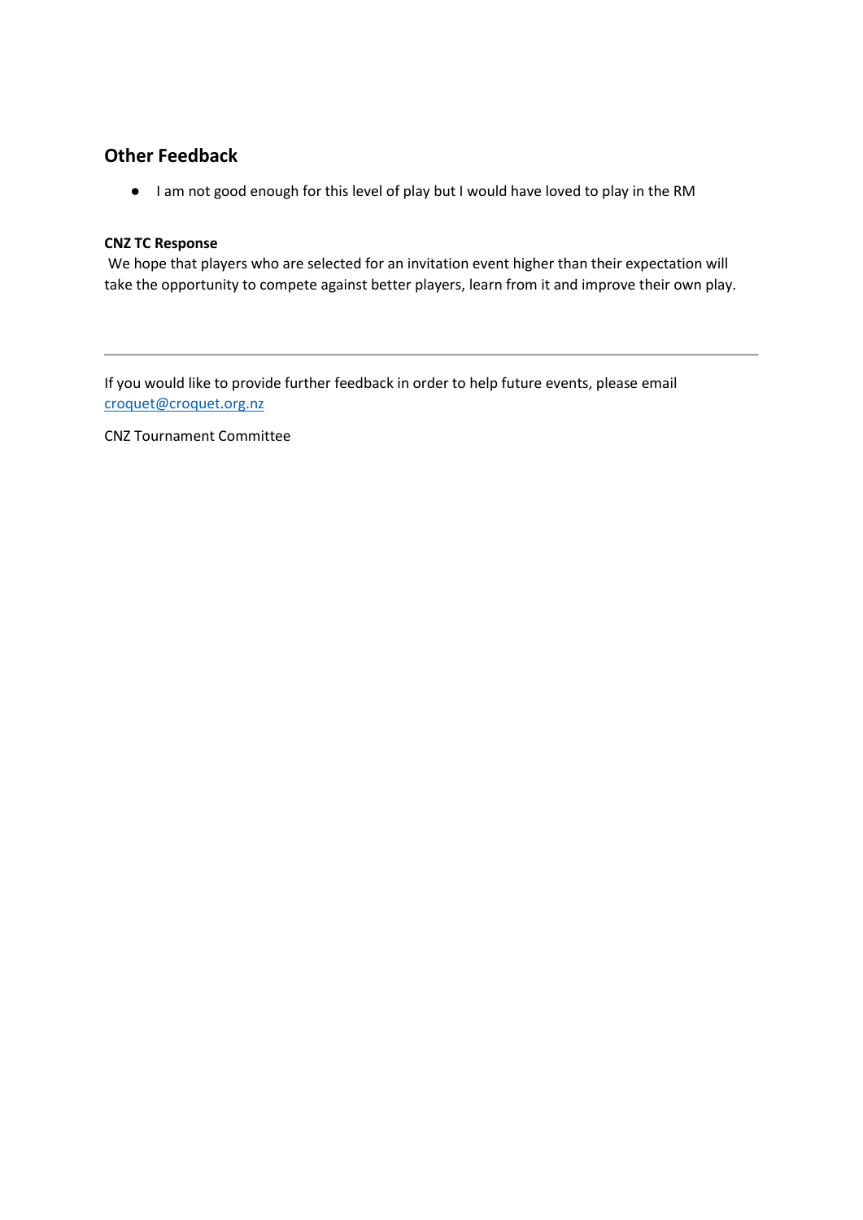## Other Feedback

- I am not good enough for this level of play but I would have loved to play in the RM

**CNZ TC Response**

We hope that players who are selected for an invitation event higher than their expectation will take the opportunity to compete against better players, learn from it and improve their own play.

---

If you would like to provide further feedback in order to help future events, please email [croquet@croquet.org.nz](mailto:croquet@croquet.org.nz)

CNZ Tournament Committee